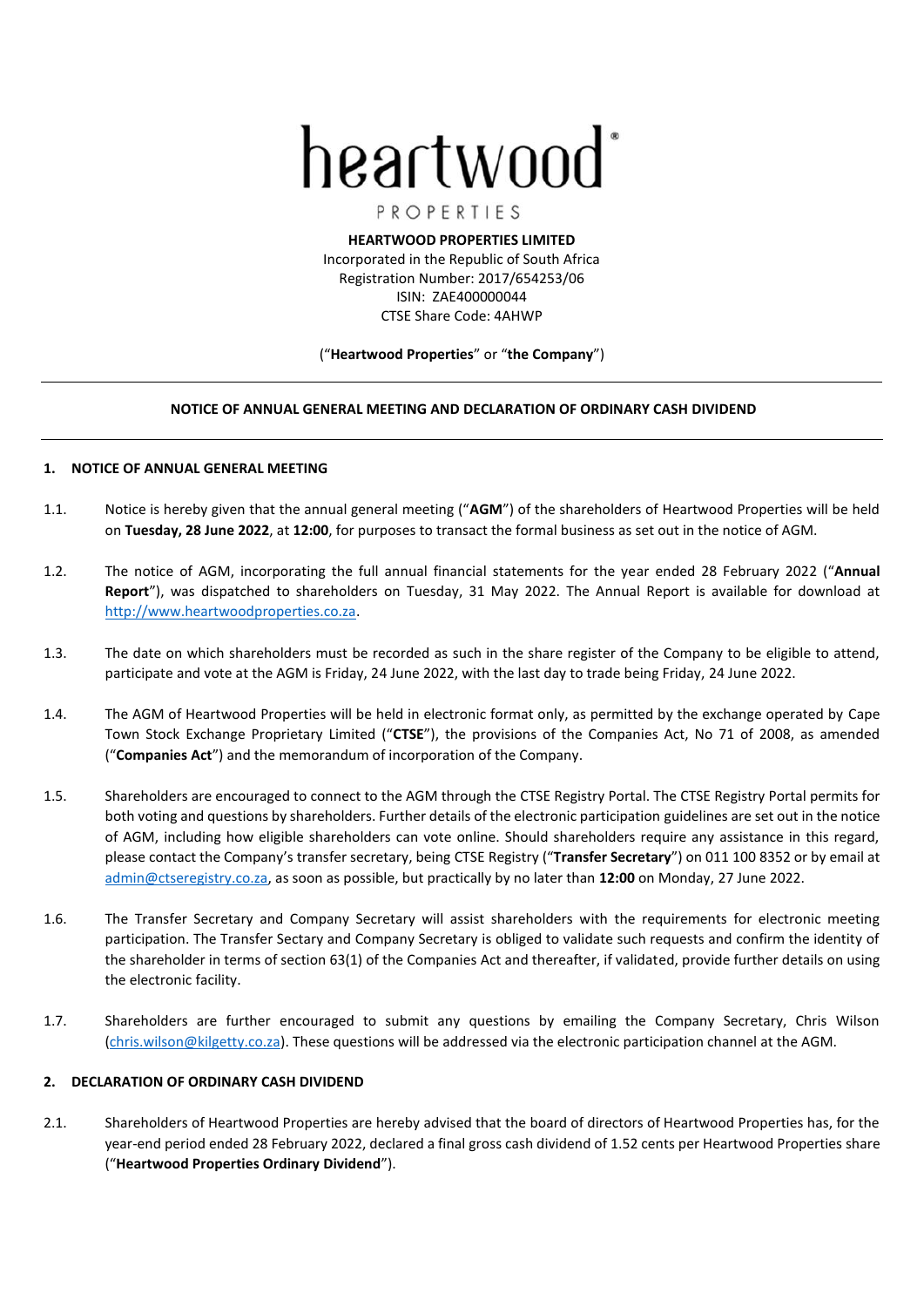heartwood®

PROPERTIES

**HEARTWOOD PROPERTIES LIMITED**
Incorporated in the Republic of South Africa
Registration Number: 2017/654253/06
ISIN: ZAE400000044
CTSE Share Code: 4AHWP

("**Heartwood Properties**" or "**the Company**")

---

**NOTICE OF ANNUAL GENERAL MEETING AND DECLARATION OF ORDINARY CASH DIVIDEND**

---

## 1. NOTICE OF ANNUAL GENERAL MEETING

1.1. Notice is hereby given that the annual general meeting ("**AGM**") of the shareholders of Heartwood Properties will be held on **Tuesday, 28 June 2022**, at **12:00**, for purposes to transact the formal business as set out in the notice of AGM.

1.2. The notice of AGM, incorporating the full annual financial statements for the year ended 28 February 2022 ("**Annual Report**"), was dispatched to shareholders on Tuesday, 31 May 2022. The Annual Report is available for download at http://www.heartwoodproperties.co.za.

1.3. The date on which shareholders must be recorded as such in the share register of the Company to be eligible to attend, participate and vote at the AGM is Friday, 24 June 2022, with the last day to trade being Friday, 24 June 2022.

1.4. The AGM of Heartwood Properties will be held in electronic format only, as permitted by the exchange operated by Cape Town Stock Exchange Proprietary Limited ("**CTSE**"), the provisions of the Companies Act, No 71 of 2008, as amended ("**Companies Act**") and the memorandum of incorporation of the Company.

1.5. Shareholders are encouraged to connect to the AGM through the CTSE Registry Portal. The CTSE Registry Portal permits for both voting and questions by shareholders. Further details of the electronic participation guidelines are set out in the notice of AGM, including how eligible shareholders can vote online. Should shareholders require any assistance in this regard, please contact the Company's transfer secretary, being CTSE Registry ("**Transfer Secretary**") on 011 100 8352 or by email at admin@ctseregistry.co.za, as soon as possible, but practically by no later than **12:00** on Monday, 27 June 2022.

1.6. The Transfer Secretary and Company Secretary will assist shareholders with the requirements for electronic meeting participation. The Transfer Sectary and Company Secretary is obliged to validate such requests and confirm the identity of the shareholder in terms of section 63(1) of the Companies Act and thereafter, if validated, provide further details on using the electronic facility.

1.7. Shareholders are further encouraged to submit any questions by emailing the Company Secretary, Chris Wilson (chris.wilson@kilgetty.co.za). These questions will be addressed via the electronic participation channel at the AGM.

## 2. DECLARATION OF ORDINARY CASH DIVIDEND

2.1. Shareholders of Heartwood Properties are hereby advised that the board of directors of Heartwood Properties has, for the year-end period ended 28 February 2022, declared a final gross cash dividend of 1.52 cents per Heartwood Properties share ("**Heartwood Properties Ordinary Dividend**").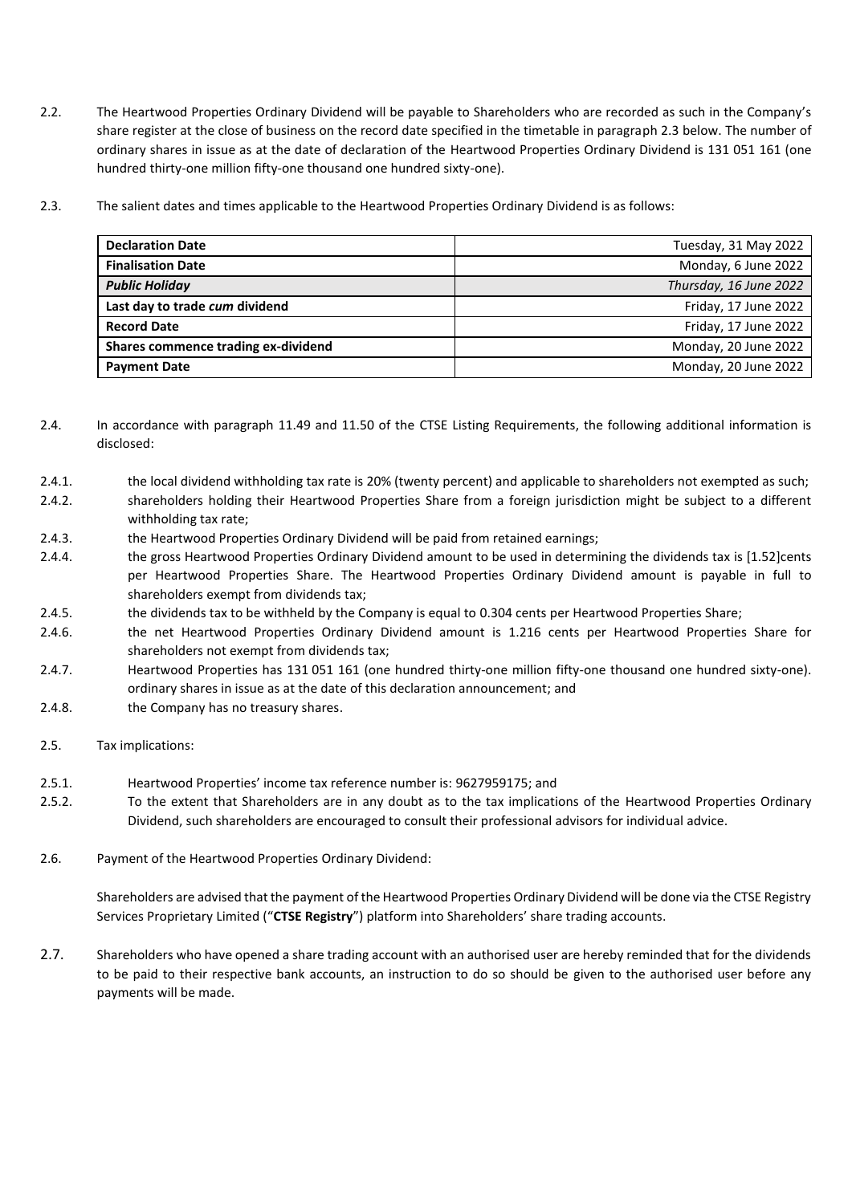2.2. The Heartwood Properties Ordinary Dividend will be payable to Shareholders who are recorded as such in the Company's share register at the close of business on the record date specified in the timetable in paragraph 2.3 below. The number of ordinary shares in issue as at the date of declaration of the Heartwood Properties Ordinary Dividend is 131 051 161 (one hundred thirty-one million fifty-one thousand one hundred sixty-one).

2.3. The salient dates and times applicable to the Heartwood Properties Ordinary Dividend is as follows:

| **Declaration Date** | Tuesday, 31 May 2022 |
|---|---|
| **Finalisation Date** | Monday, 6 June 2022 |
| ***Public Holiday*** | *Thursday, 16 June 2022* |
| **Last day to trade *cum* dividend** | Friday, 17 June 2022 |
| **Record Date** | Friday, 17 June 2022 |
| **Shares commence trading ex-dividend** | Monday, 20 June 2022 |
| **Payment Date** | Monday, 20 June 2022 |

2.4. In accordance with paragraph 11.49 and 11.50 of the CTSE Listing Requirements, the following additional information is disclosed:

2.4.1. the local dividend withholding tax rate is 20% (twenty percent) and applicable to shareholders not exempted as such;

2.4.2. shareholders holding their Heartwood Properties Share from a foreign jurisdiction might be subject to a different withholding tax rate;

2.4.3. the Heartwood Properties Ordinary Dividend will be paid from retained earnings;

2.4.4. the gross Heartwood Properties Ordinary Dividend amount to be used in determining the dividends tax is [1.52]cents per Heartwood Properties Share. The Heartwood Properties Ordinary Dividend amount is payable in full to shareholders exempt from dividends tax;

2.4.5. the dividends tax to be withheld by the Company is equal to 0.304 cents per Heartwood Properties Share;

2.4.6. the net Heartwood Properties Ordinary Dividend amount is 1.216 cents per Heartwood Properties Share for shareholders not exempt from dividends tax;

2.4.7. Heartwood Properties has 131 051 161 (one hundred thirty-one million fifty-one thousand one hundred sixty-one). ordinary shares in issue as at the date of this declaration announcement; and

2.4.8. the Company has no treasury shares.

2.5. Tax implications:

2.5.1. Heartwood Properties' income tax reference number is: 9627959175; and

2.5.2. To the extent that Shareholders are in any doubt as to the tax implications of the Heartwood Properties Ordinary Dividend, such shareholders are encouraged to consult their professional advisors for individual advice.

2.6. Payment of the Heartwood Properties Ordinary Dividend:

Shareholders are advised that the payment of the Heartwood Properties Ordinary Dividend will be done via the CTSE Registry Services Proprietary Limited ("**CTSE Registry**") platform into Shareholders' share trading accounts.

2.7. Shareholders who have opened a share trading account with an authorised user are hereby reminded that for the dividends to be paid to their respective bank accounts, an instruction to do so should be given to the authorised user before any payments will be made.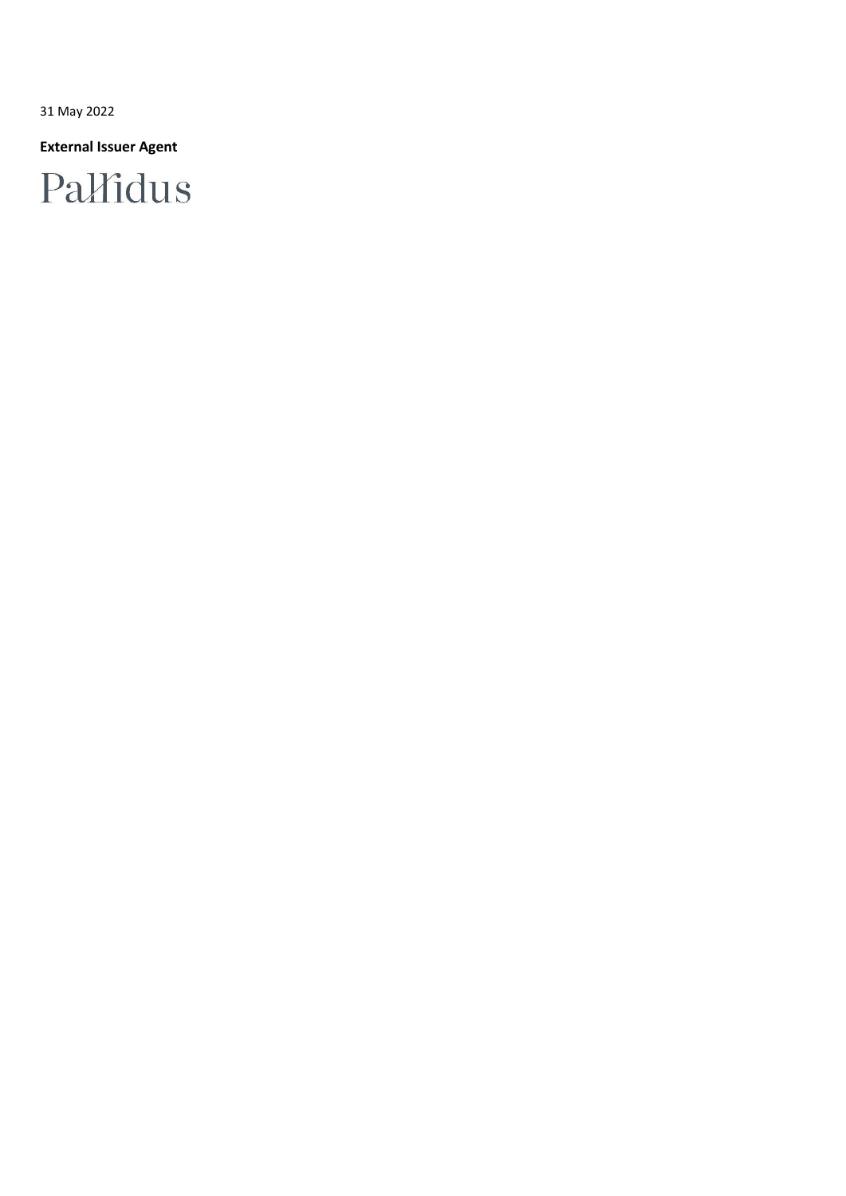31 May 2022

**External Issuer Agent**

Pallidus